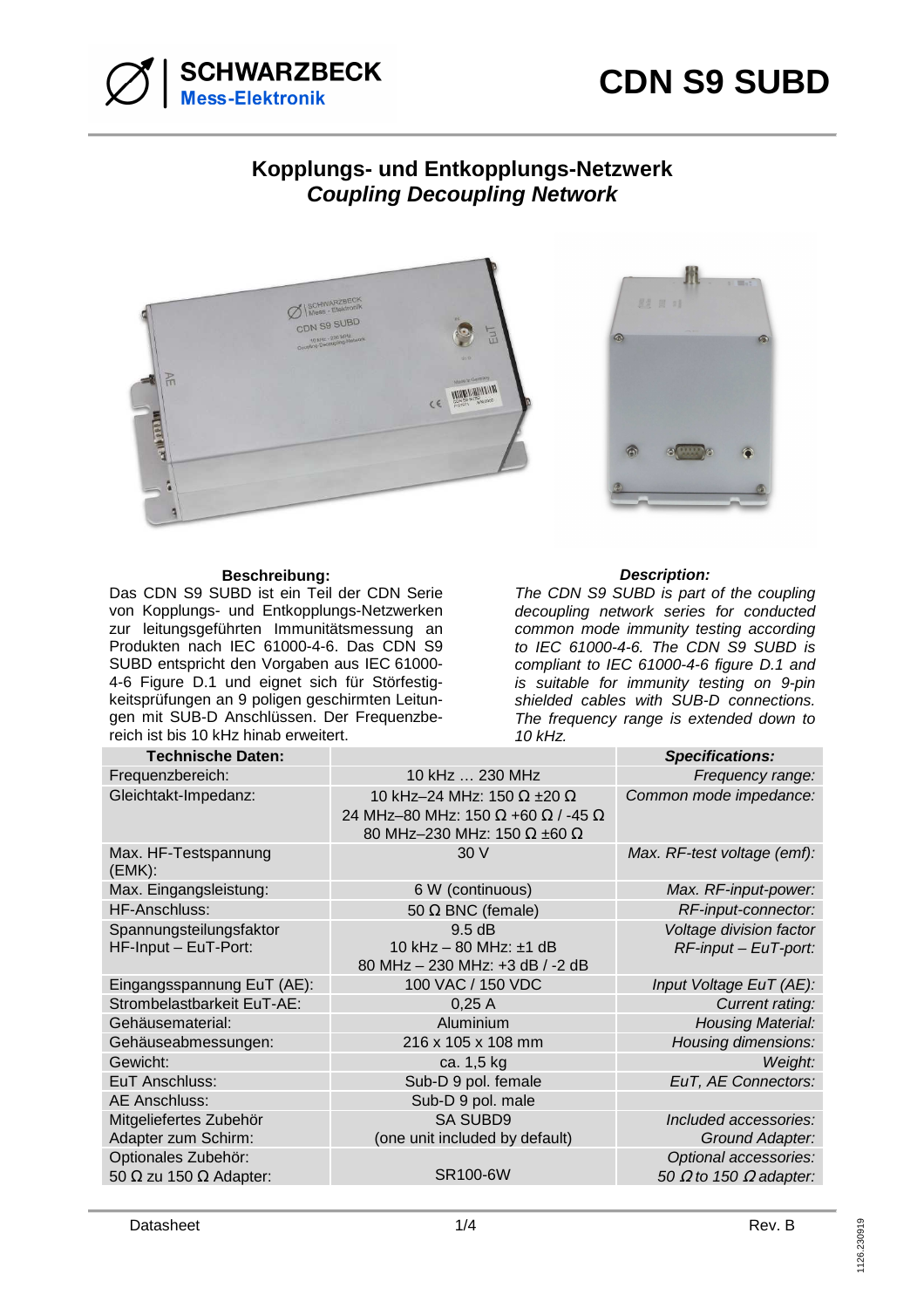SCHWARZBECK
Mess-Elektronik

# CDN S9 SUBD

## Kopplungs- und Entkopplungs-Netzwerk
## *Coupling Decoupling Network*

**Beschreibung:**

Das CDN S9 SUBD ist ein Teil der CDN Serie von Kopplungs- und Entkopplungs-Netzwerken zur leitungsgeführten Immunitätsmessung an Produkten nach IEC 61000-4-6. Das CDN S9 SUBD entspricht den Vorgaben aus IEC 61000-4-6 Figure D.1 und eignet sich für Störfestigkeitsprüfungen an 9 poligen geschirmten Leitungen mit SUB-D Anschlüssen. Der Frequenzbereich ist bis 10 kHz hinab erweitert.

***Description:***

*The CDN S9 SUBD is part of the coupling decoupling network series for conducted common mode immunity testing according to IEC 61000-4-6. The CDN S9 SUBD is compliant to IEC 61000-4-6 figure D.1 and is suitable for immunity testing on 9-pin shielded cables with SUB-D connections. The frequency range is extended down to 10 kHz.*

| **Technische Daten:** | | ***Specifications:*** |
|---|---|---|
| Frequenzbereich: | 10 kHz … 230 MHz | *Frequency range:* |
| Gleichtakt-Impedanz: | 10 kHz–24 MHz: 150 Ω ±20 Ω<br>24 MHz–80 MHz: 150 Ω +60 Ω / -45 Ω<br>80 MHz–230 MHz: 150 Ω ±60 Ω | *Common mode impedance:* |
| Max. HF-Testspannung (EMK): | 30 V | *Max. RF-test voltage (emf):* |
| Max. Eingangsleistung: | 6 W (continuous) | *Max. RF-input-power:* |
| HF-Anschluss: | 50 Ω BNC (female) | *RF-input-connector:* |
| Spannungsteilungsfaktor HF-Input – EuT-Port: | 9.5 dB<br>10 kHz – 80 MHz: ±1 dB<br>80 MHz – 230 MHz: +3 dB / -2 dB | *Voltage division factor RF-input – EuT-port:* |
| Eingangsspannung EuT (AE): | 100 VAC / 150 VDC | *Input Voltage EuT (AE):* |
| Strombelastbarkeit EuT-AE: | 0,25 A | *Current rating:* |
| Gehäusematerial: | Aluminium | *Housing Material:* |
| Gehäuseabmessungen: | 216 x 105 x 108 mm | *Housing dimensions:* |
| Gewicht: | ca. 1,5 kg | *Weight:* |
| EuT Anschluss: | Sub-D 9 pol. female | *EuT, AE Connectors:* |
| AE Anschluss: | Sub-D 9 pol. male | |
| Mitgeliefertes Zubehör Adapter zum Schirm: | SA SUBD9<br>(one unit included by default) | *Included accessories: Ground Adapter:* |
| Optionales Zubehör: 50 Ω zu 150 Ω Adapter: | SR100-6W | *Optional accessories: 50 Ω to 150 Ω adapter:* |

Datasheet Rev. B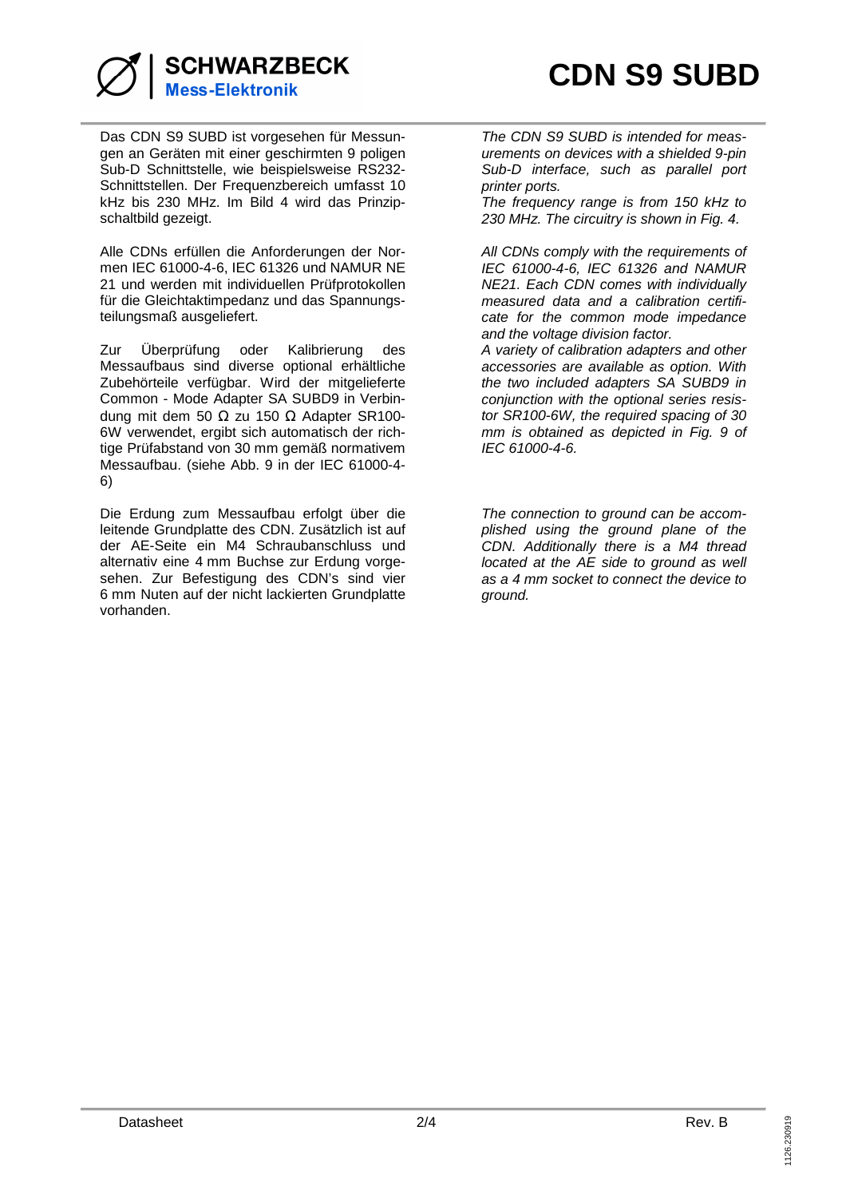Das CDN S9 SUBD ist vorgesehen für Messungen an Geräten mit einer geschirmten 9 poligen Sub-D Schnittstelle, wie beispielsweise RS232-Schnittstellen. Der Frequenzbereich umfasst 10 kHz bis 230 MHz. Im Bild 4 wird das Prinzipschaltbild gezeigt.

Alle CDNs erfüllen die Anforderungen der Normen IEC 61000-4-6, IEC 61326 und NAMUR NE 21 und werden mit individuellen Prüfprotokollen für die Gleichtaktimpedanz und das Spannungsteilungsmaß ausgeliefert.

Zur Überprüfung oder Kalibrierung des Messaufbaus sind diverse optional erhältliche Zubehörteile verfügbar. Wird der mitgelieferte Common - Mode Adapter SA SUBD9 in Verbindung mit dem 50 Ω zu 150 Ω Adapter SR100-6W verwendet, ergibt sich automatisch der richtige Prüfabstand von 30 mm gemäß normativem Messaufbau. (siehe Abb. 9 in der IEC 61000-4-6)

Die Erdung zum Messaufbau erfolgt über die leitende Grundplatte des CDN. Zusätzlich ist auf der AE-Seite ein M4 Schraubanschluss und alternativ eine 4 mm Buchse zur Erdung vorgesehen. Zur Befestigung des CDN's sind vier 6 mm Nuten auf der nicht lackierten Grundplatte vorhanden.

*The CDN S9 SUBD is intended for measurements on devices with a shielded 9-pin Sub-D interface, such as parallel port printer ports.*
*The frequency range is from 150 kHz to 230 MHz. The circuitry is shown in Fig. 4.*

*All CDNs comply with the requirements of IEC 61000-4-6, IEC 61326 and NAMUR NE21. Each CDN comes with individually measured data and a calibration certificate for the common mode impedance and the voltage division factor.*
*A variety of calibration adapters and other accessories are available as option. With the two included adapters SA SUBD9 in conjunction with the optional series resistor SR100-6W, the required spacing of 30 mm is obtained as depicted in Fig. 9 of IEC 61000-4-6.*

*The connection to ground can be accomplished using the ground plane of the CDN. Additionally there is a M4 thread located at the AE side to ground as well as a 4 mm socket to connect the device to ground.*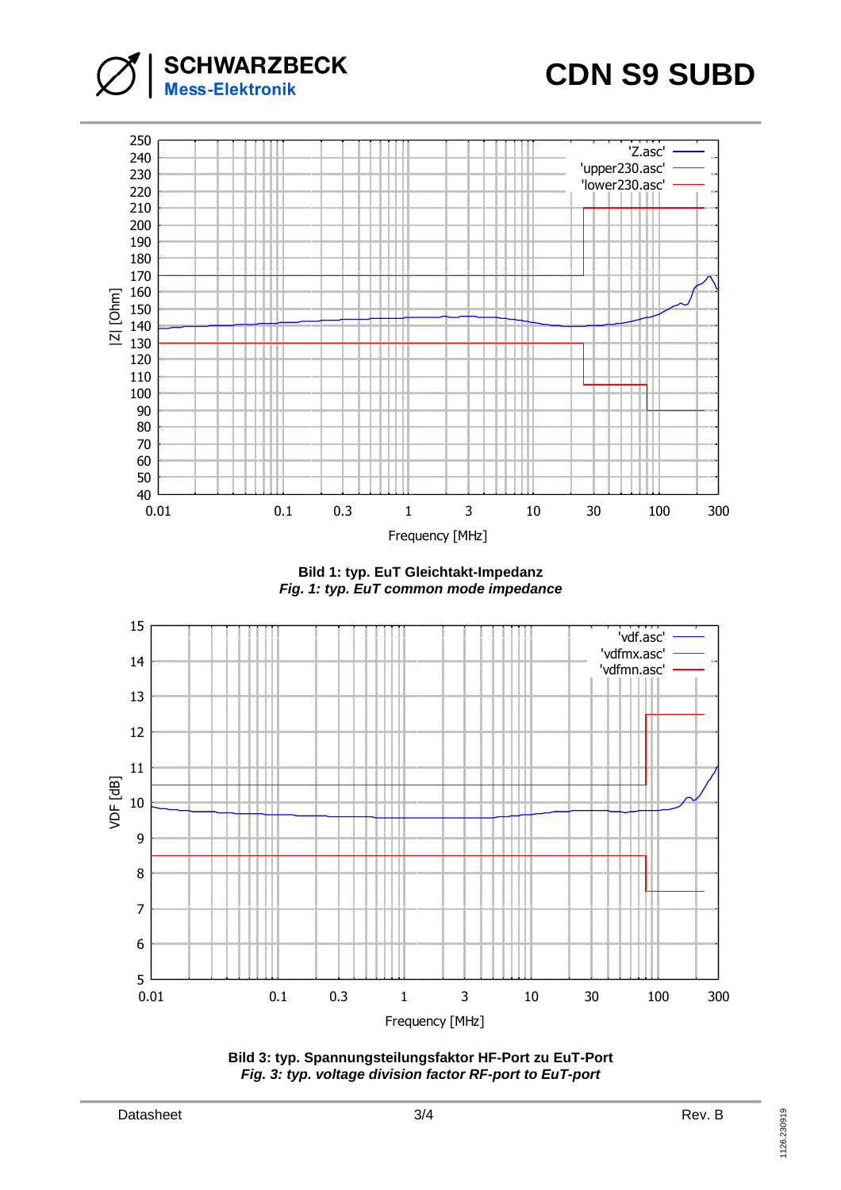Bild 1: typ. EuT Gleichtakt-Impedanz

*Fig. 1: typ. EuT common mode impedance*

Bild 3: typ. Spannungsteilungsfaktor HF-Port zu EuT-Port

*Fig. 3: typ. voltage division factor RF-port to EuT-port*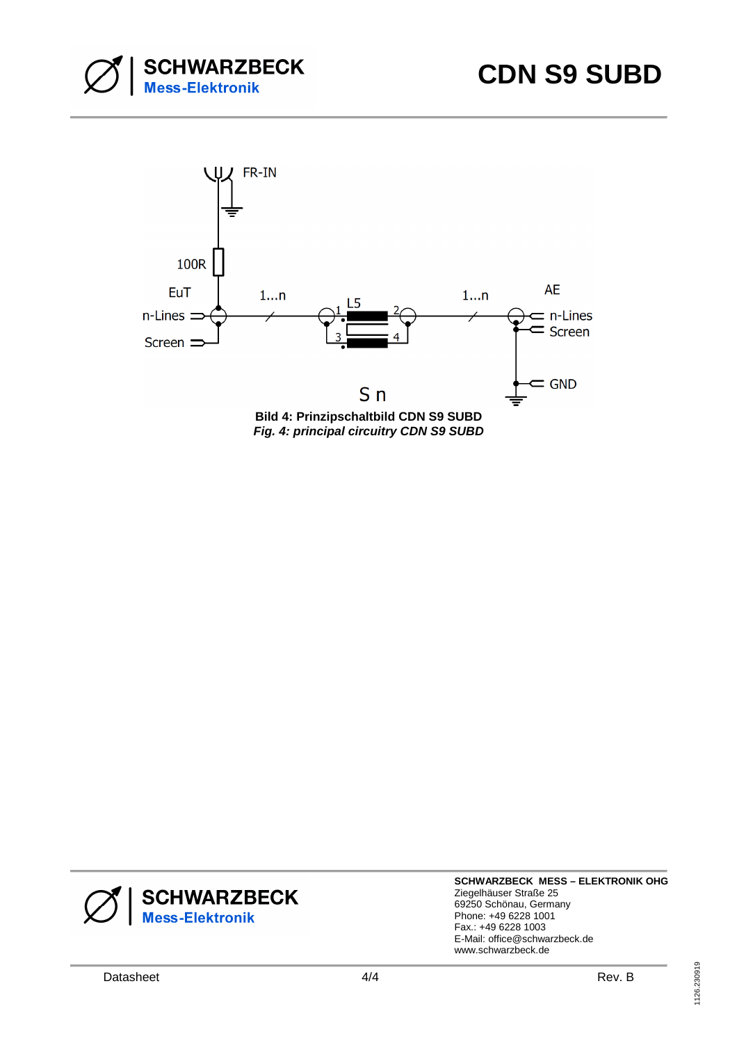FR-IN

100R

EuT

n-Lines

Screen

1...n

L5

1

2

3

4

1...n

AE

n-Lines

Screen

GND

S n

**Bild 4: Prinzipschaltbild CDN S9 SUBD**
***Fig. 4: principal circuitry CDN S9 SUBD***

**SCHWARZBECK MESS – ELEKTRONIK OHG**
Ziegelhäuser Straße 25
69250 Schönau, Germany
Phone: +49 6228 1001
Fax.: +49 6228 1003
E-Mail: office@schwarzbeck.de
www.schwarzbeck.de